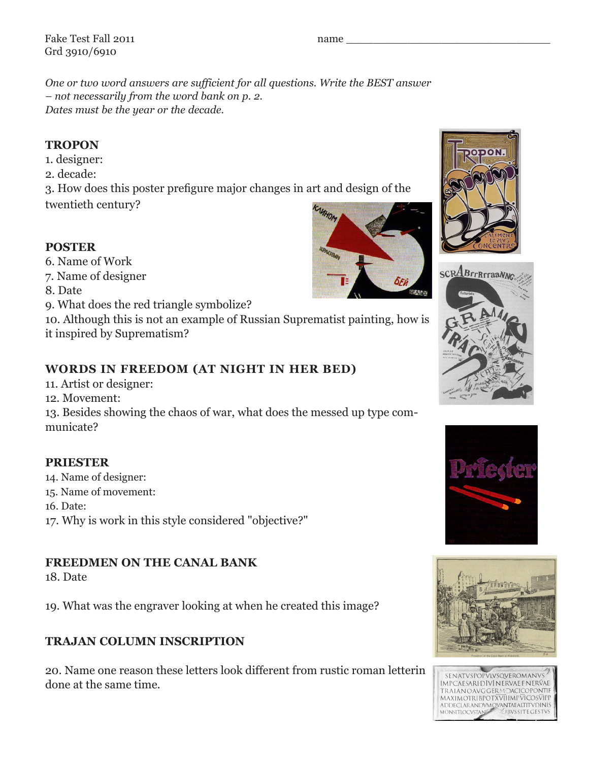Fake Test Fall 2011
Grd 3910/6910

name ___________________________________

*One or two word answers are sufficient for all questions. Write the BEST answer – not necessarily from the word bank on p. 2.*
*Dates must be the year or the decade.*

**TROPON**

1. designer:
2. decade:
3. How does this poster prefigure major changes in art and design of the twentieth century?

**POSTER**

6. Name of Work
7. Name of designer
8. Date
9. What does the red triangle symbolize?
10. Although this is not an example of Russian Suprematist painting, how is it inspired by Suprematism?

**WORDS IN FREEDOM (AT NIGHT IN HER BED)**

11. Artist or designer:
12. Movement:
13. Besides showing the chaos of war, what does the messed up type communicate?

**PRIESTER**

14. Name of designer:
15. Name of movement:
16. Date:
17. Why is work in this style considered "objective?"

**FREEDMEN ON THE CANAL BANK**

18. Date

19. What was the engraver looking at when he created this image?

**TRAJAN COLUMN INSCRIPTION**

20. Name one reason these letters look different from rustic roman letterin done at the same time.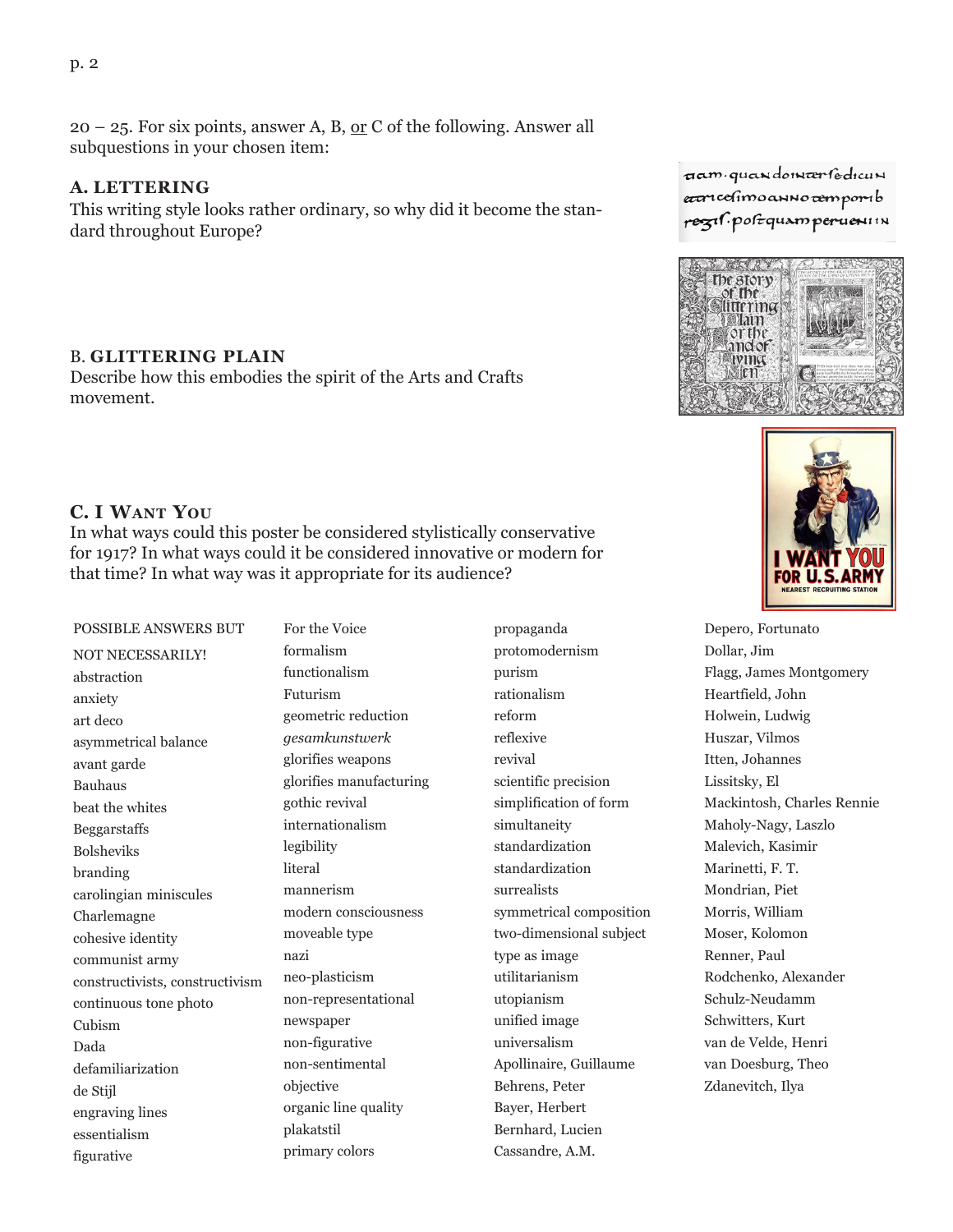20 – 25. For six points, answer A, B, or C of the following. Answer all subquestions in your chosen item:

### A. LETTERING

This writing style looks rather ordinary, so why did it become the standard throughout Europe?

### B. GLITTERING PLAIN

Describe how this embodies the spirit of the Arts and Crafts movement.

### C. I WANT YOU

In what ways could this poster be considered stylistically conservative for 1917? In what ways could it be considered innovative or modern for that time? In what way was it appropriate for its audience?

POSSIBLE ANSWERS BUT NOT NECESSARILY!

abstraction
anxiety
art deco
asymmetrical balance
avant garde
Bauhaus
beat the whites
Beggarstaffs
Bolsheviks
branding
carolingian miniscules
Charlemagne
cohesive identity
communist army
constructivists, constructivism
continuous tone photo
Cubism
Dada
defamiliarization
de Stijl
engraving lines
essentialism
figurative
For the Voice
formalism
functionalism
Futurism
geometric reduction
*gesamkunstwerk*
glorifies weapons
glorifies manufacturing
gothic revival
internationalism
legibility
literal
mannerism
modern consciousness
moveable type
nazi
neo-plasticism
non-representational
newspaper
non-figurative
non-sentimental
objective
organic line quality
plakatstil
primary colors
propaganda
protomodernism
purism
rationalism
reform
reflexive
revival
scientific precision
simplification of form
simultaneity
standardization
standardization
surrealists
symmetrical composition
two-dimensional subject
type as image
utilitarianism
utopianism
unified image
universalism
Apollinaire, Guillaume
Behrens, Peter
Bayer, Herbert
Bernhard, Lucien
Cassandre, A.M.
Depero, Fortunato
Dollar, Jim
Flagg, James Montgomery
Heartfield, John
Holwein, Ludwig
Huszar, Vilmos
Itten, Johannes
Lissitsky, El
Mackintosh, Charles Rennie
Maholy-Nagy, Laszlo
Malevich, Kasimir
Marinetti, F. T.
Mondrian, Piet
Morris, William
Moser, Kolomon
Renner, Paul
Rodchenko, Alexander
Schulz-Neudamm
Schwitters, Kurt
van de Velde, Henri
van Doesburg, Theo
Zdanevitch, Ilya